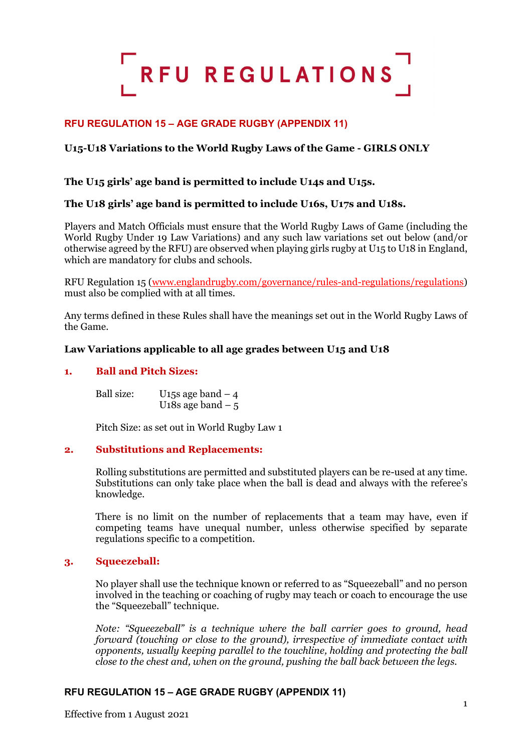# RFU REGULATIONS

## RFU REGULATION 15 – AGE GRADE RUGBY (APPENDIX 11)

### U15-U18 Variations to the World Rugby Laws of the Game - GIRLS ONLY

**The U15 girls' age band is permitted to include U14s and U15s.**

**The U18 girls' age band is permitted to include U16s, U17s and U18s.**

Players and Match Officials must ensure that the World Rugby Laws of Game (including the World Rugby Under 19 Law Variations) and any such law variations set out below (and/or otherwise agreed by the RFU) are observed when playing girls rugby at U15 to U18 in England, which are mandatory for clubs and schools.

RFU Regulation 15 (www.englandrugby.com/governance/rules-and-regulations/regulations) must also be complied with at all times.

Any terms defined in these Rules shall have the meanings set out in the World Rugby Laws of the Game.

**Law Variations applicable to all age grades between U15 and U18**

### 1. Ball and Pitch Sizes:

Ball size: U15s age band – 4
U18s age band – 5

Pitch Size: as set out in World Rugby Law 1

### 2. Substitutions and Replacements:

Rolling substitutions are permitted and substituted players can be re-used at any time. Substitutions can only take place when the ball is dead and always with the referee's knowledge.

There is no limit on the number of replacements that a team may have, even if competing teams have unequal number, unless otherwise specified by separate regulations specific to a competition.

### 3. Squeezeball:

No player shall use the technique known or referred to as "Squeezeball" and no person involved in the teaching or coaching of rugby may teach or coach to encourage the use the "Squeezeball" technique.

*Note: "Squeezeball" is a technique where the ball carrier goes to ground, head forward (touching or close to the ground), irrespective of immediate contact with opponents, usually keeping parallel to the touchline, holding and protecting the ball close to the chest and, when on the ground, pushing the ball back between the legs.*

Effective from 1 August 2021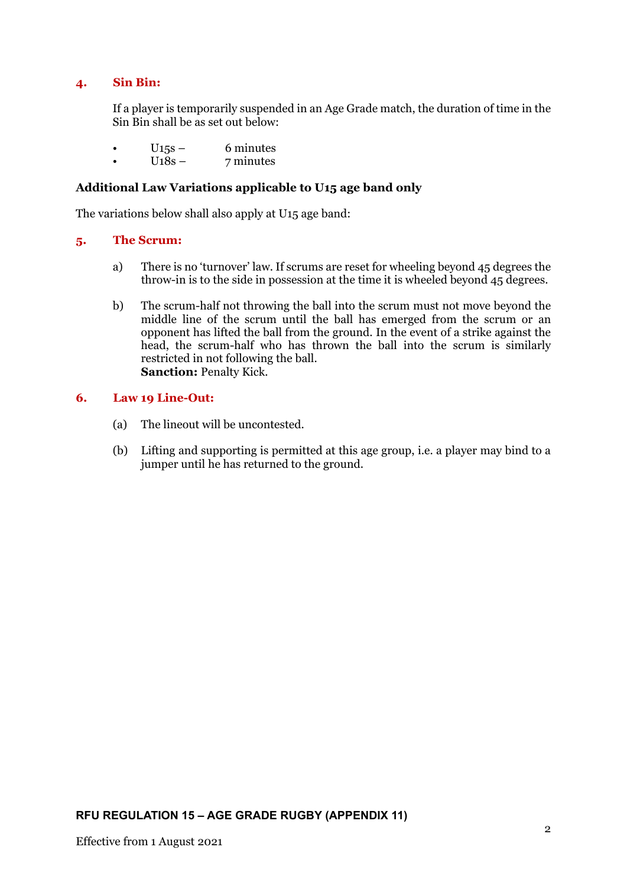## 4. Sin Bin:

If a player is temporarily suspended in an Age Grade match, the duration of time in the Sin Bin shall be as set out below:

- U15s – 6 minutes
- U18s – 7 minutes

**Additional Law Variations applicable to U15 age band only**

The variations below shall also apply at U15 age band:

## 5. The Scrum:

a) There is no 'turnover' law. If scrums are reset for wheeling beyond 45 degrees the throw-in is to the side in possession at the time it is wheeled beyond 45 degrees.

b) The scrum-half not throwing the ball into the scrum must not move beyond the middle line of the scrum until the ball has emerged from the scrum or an opponent has lifted the ball from the ground. In the event of a strike against the head, the scrum-half who has thrown the ball into the scrum is similarly restricted in not following the ball.
**Sanction:** Penalty Kick.

## 6. Law 19 Line-Out:

(a) The lineout will be uncontested.

(b) Lifting and supporting is permitted at this age group, i.e. a player may bind to a jumper until he has returned to the ground.